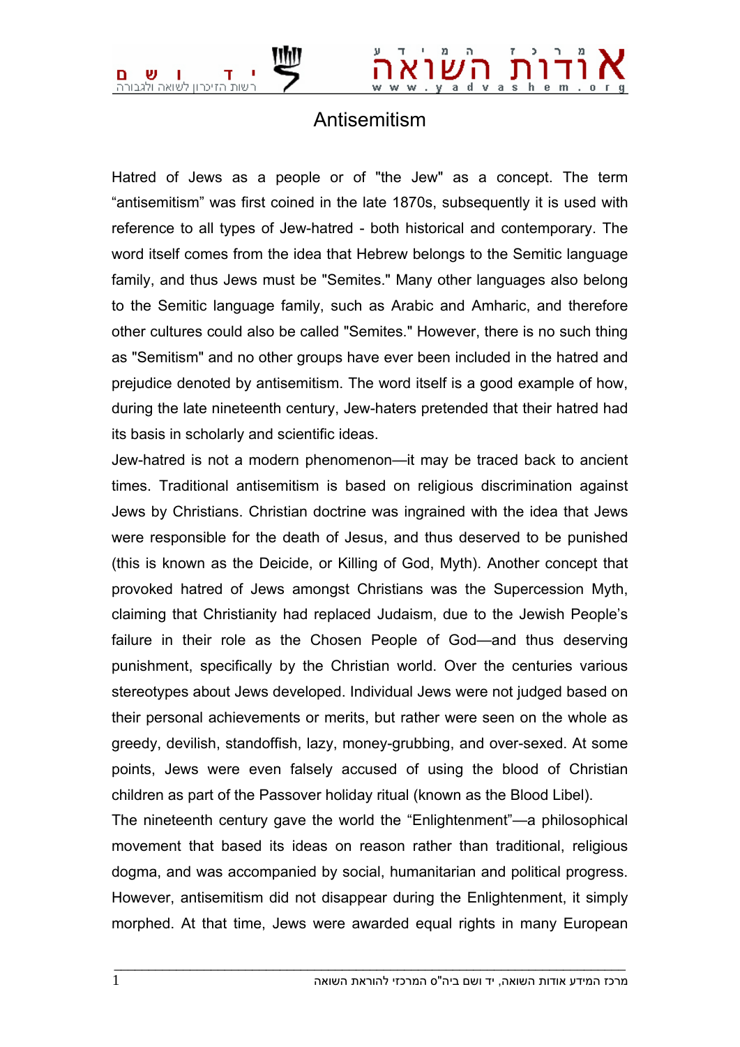# Antisemitism

Hatred of Jews as a people or of "the Jew" as a concept. The term “antisemitism” was first coined in the late 1870s, subsequently it is used with reference to all types of Jew-hatred - both historical and contemporary. The word itself comes from the idea that Hebrew belongs to the Semitic language family, and thus Jews must be "Semites." Many other languages also belong to the Semitic language family, such as Arabic and Amharic, and therefore other cultures could also be called "Semites." However, there is no such thing as "Semitism" and no other groups have ever been included in the hatred and prejudice denoted by antisemitism. The word itself is a good example of how, during the late nineteenth century, Jew-haters pretended that their hatred had its basis in scholarly and scientific ideas.

Jew-hatred is not a modern phenomenon—it may be traced back to ancient times. Traditional antisemitism is based on religious discrimination against Jews by Christians. Christian doctrine was ingrained with the idea that Jews were responsible for the death of Jesus, and thus deserved to be punished (this is known as the Deicide, or Killing of God, Myth). Another concept that provoked hatred of Jews amongst Christians was the Supercession Myth, claiming that Christianity had replaced Judaism, due to the Jewish People’s failure in their role as the Chosen People of God—and thus deserving punishment, specifically by the Christian world. Over the centuries various stereotypes about Jews developed. Individual Jews were not judged based on their personal achievements or merits, but rather were seen on the whole as greedy, devilish, standoffish, lazy, money-grubbing, and over-sexed. At some points, Jews were even falsely accused of using the blood of Christian children as part of the Passover holiday ritual (known as the Blood Libel).

The nineteenth century gave the world the “Enlightenment”—a philosophical movement that based its ideas on reason rather than traditional, religious dogma, and was accompanied by social, humanitarian and political progress. However, antisemitism did not disappear during the Enlightenment, it simply morphed. At that time, Jews were awarded equal rights in many European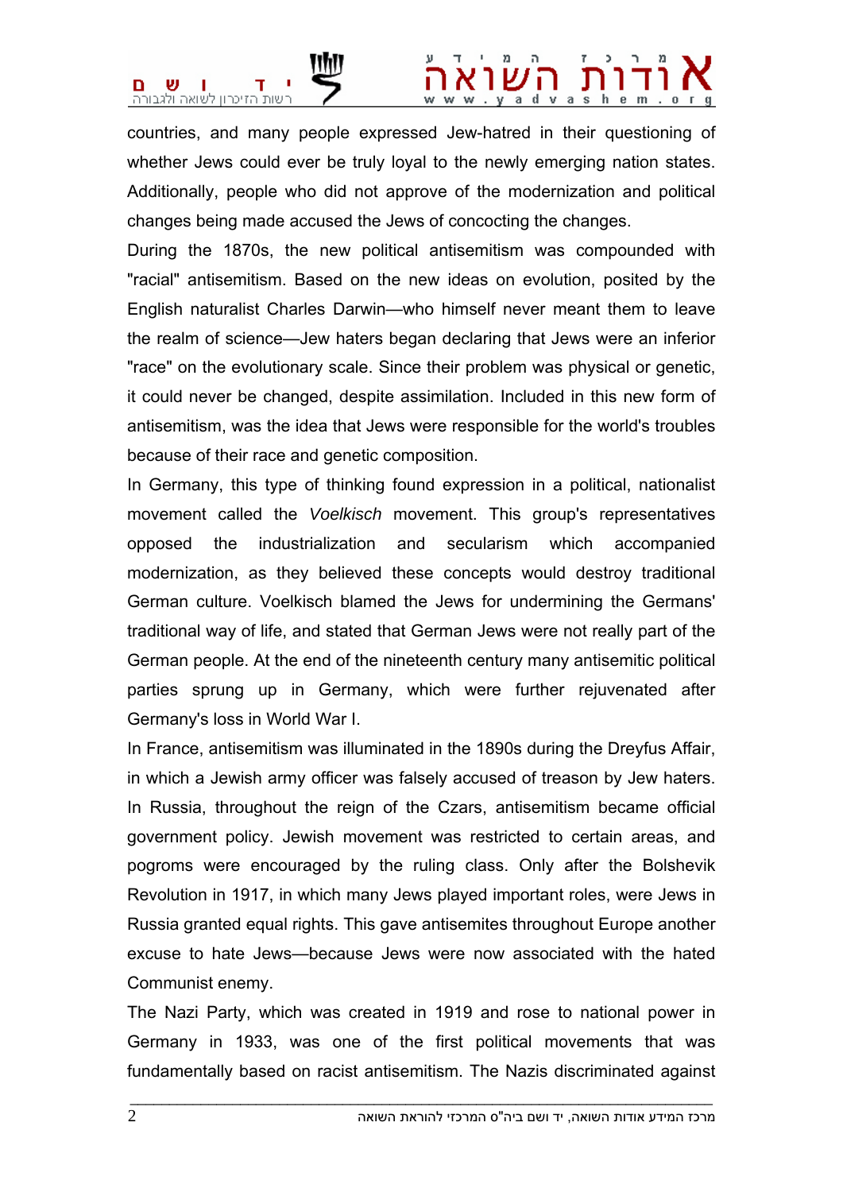countries, and many people expressed Jew-hatred in their questioning of whether Jews could ever be truly loyal to the newly emerging nation states. Additionally, people who did not approve of the modernization and political changes being made accused the Jews of concocting the changes.

During the 1870s, the new political antisemitism was compounded with "racial" antisemitism. Based on the new ideas on evolution, posited by the English naturalist Charles Darwin—who himself never meant them to leave the realm of science—Jew haters began declaring that Jews were an inferior "race" on the evolutionary scale. Since their problem was physical or genetic, it could never be changed, despite assimilation. Included in this new form of antisemitism, was the idea that Jews were responsible for the world's troubles because of their race and genetic composition.

In Germany, this type of thinking found expression in a political, nationalist movement called the *Voelkisch* movement. This group's representatives opposed the industrialization and secularism which accompanied modernization, as they believed these concepts would destroy traditional German culture. Voelkisch blamed the Jews for undermining the Germans' traditional way of life, and stated that German Jews were not really part of the German people. At the end of the nineteenth century many antisemitic political parties sprung up in Germany, which were further rejuvenated after Germany's loss in World War I.

In France, antisemitism was illuminated in the 1890s during the Dreyfus Affair, in which a Jewish army officer was falsely accused of treason by Jew haters. In Russia, throughout the reign of the Czars, antisemitism became official government policy. Jewish movement was restricted to certain areas, and pogroms were encouraged by the ruling class. Only after the Bolshevik Revolution in 1917, in which many Jews played important roles, were Jews in Russia granted equal rights. This gave antisemites throughout Europe another excuse to hate Jews—because Jews were now associated with the hated Communist enemy.

The Nazi Party, which was created in 1919 and rose to national power in Germany in 1933, was one of the first political movements that was fundamentally based on racist antisemitism. The Nazis discriminated against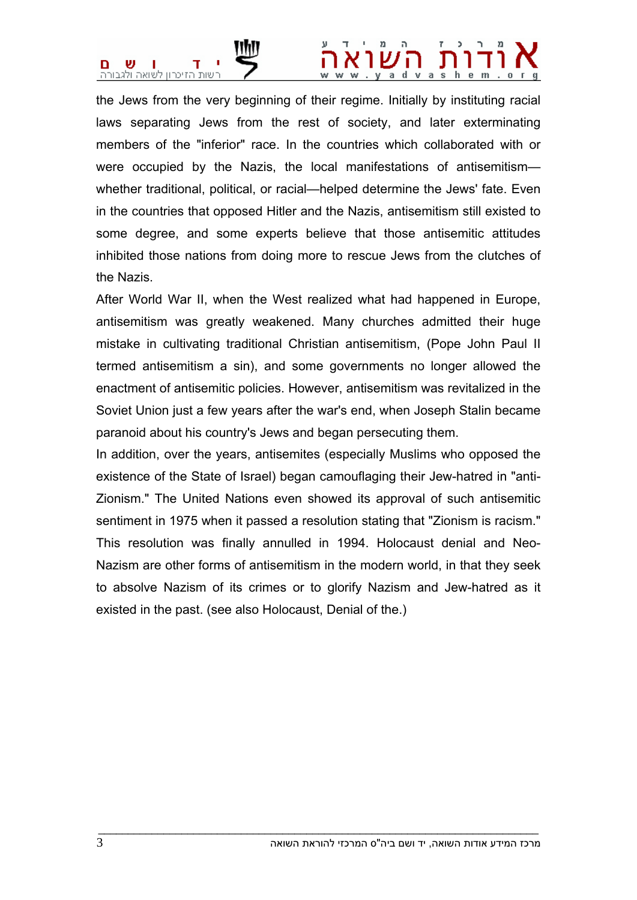the Jews from the very beginning of their regime. Initially by instituting racial laws separating Jews from the rest of society, and later exterminating members of the "inferior" race. In the countries which collaborated with or were occupied by the Nazis, the local manifestations of antisemitism—whether traditional, political, or racial—helped determine the Jews' fate. Even in the countries that opposed Hitler and the Nazis, antisemitism still existed to some degree, and some experts believe that those antisemitic attitudes inhibited those nations from doing more to rescue Jews from the clutches of the Nazis.

After World War II, when the West realized what had happened in Europe, antisemitism was greatly weakened. Many churches admitted their huge mistake in cultivating traditional Christian antisemitism, (Pope John Paul II termed antisemitism a sin), and some governments no longer allowed the enactment of antisemitic policies. However, antisemitism was revitalized in the Soviet Union just a few years after the war's end, when Joseph Stalin became paranoid about his country's Jews and began persecuting them.

In addition, over the years, antisemites (especially Muslims who opposed the existence of the State of Israel) began camouflaging their Jew-hatred in "anti-Zionism." The United Nations even showed its approval of such antisemitic sentiment in 1975 when it passed a resolution stating that "Zionism is racism." This resolution was finally annulled in 1994. Holocaust denial and Neo-Nazism are other forms of antisemitism in the modern world, in that they seek to absolve Nazism of its crimes or to glorify Nazism and Jew-hatred as it existed in the past. (see also Holocaust, Denial of the.)